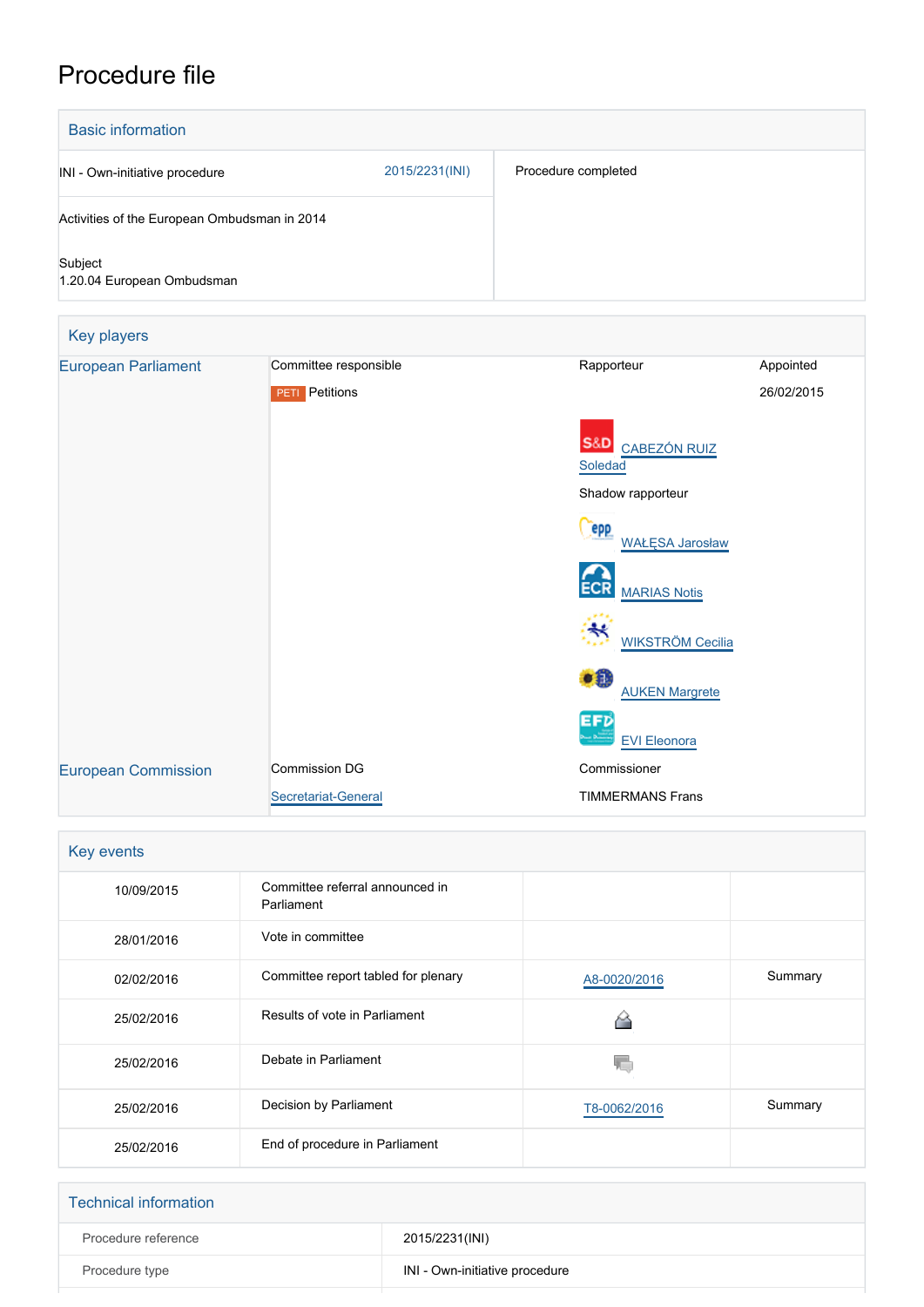# Procedure file

## Basic information

| | | |
|---|---|---|
| INI - Own-initiative procedure | 2015/2231(INI) | Procedure completed |
| Activities of the European Ombudsman in 2014<br><br>Subject<br>1.20.04 European Ombudsman | | |

## Key players

| | | | |
|---|---|---|---|
| European Parliament | Committee responsible | Rapporteur | Appointed |
| | PETI Petitions | | 26/02/2015 |
| | | S&D CABEZÓN RUIZ Soledad | |
| | | Shadow rapporteur | |
| | | EPP WAŁĘSA Jarosław | |
| | | ECR MARIAS Notis | |
| | | WIKSTRÖM Cecilia | |
| | | AUKEN Margrete | |
| | | EFD EVI Eleonora | |
| European Commission | Commission DG | Commissioner | |
| | Secretariat-General | TIMMERMANS Frans | |

## Key events

| | | | |
|---|---|---|---|
| 10/09/2015 | Committee referral announced in Parliament | | |
| 28/01/2016 | Vote in committee | | |
| 02/02/2016 | Committee report tabled for plenary | A8-0020/2016 | Summary |
| 25/02/2016 | Results of vote in Parliament | | |
| 25/02/2016 | Debate in Parliament | | |
| 25/02/2016 | Decision by Parliament | T8-0062/2016 | Summary |
| 25/02/2016 | End of procedure in Parliament | | |

## Technical information

| | |
|---|---|
| Procedure reference | 2015/2231(INI) |
| Procedure type | INI - Own-initiative procedure |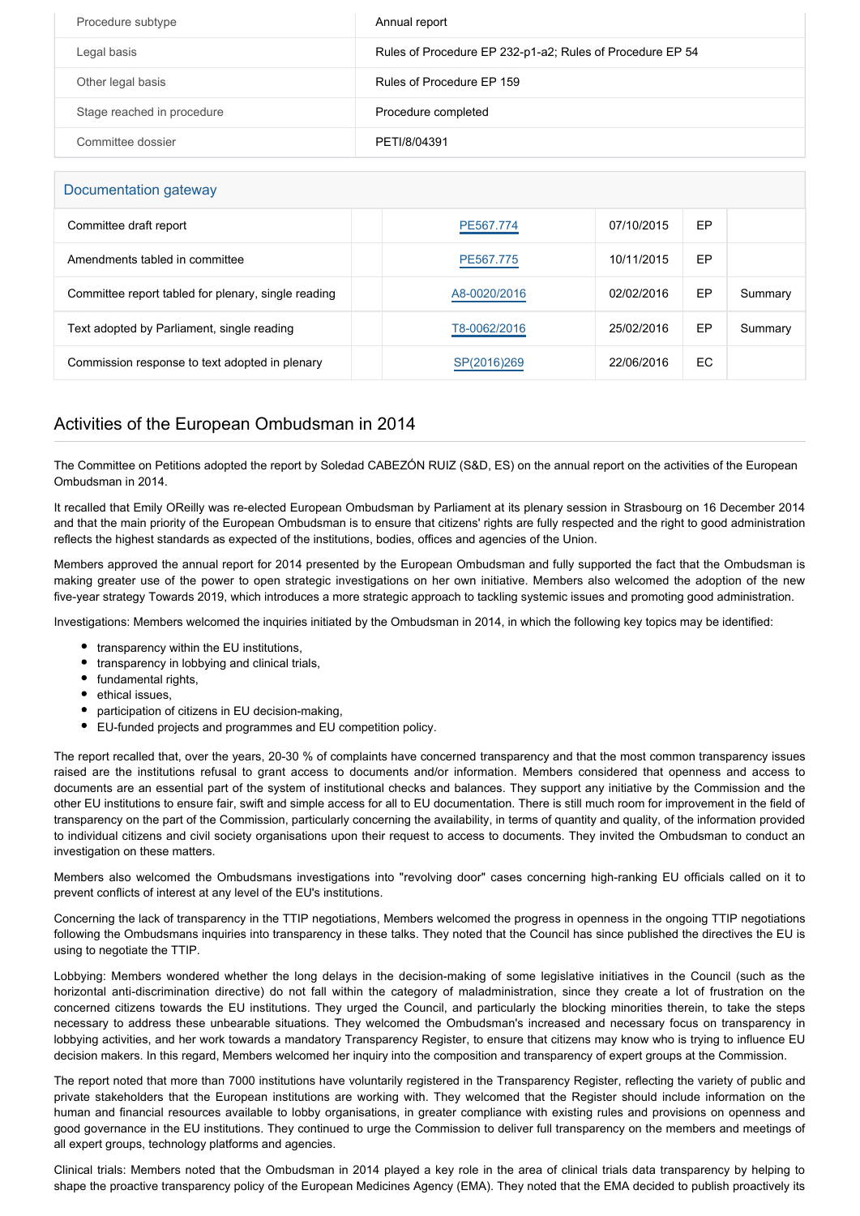| Procedure subtype | Annual report |
| --- | --- |
| Legal basis | Rules of Procedure EP 232-p1-a2; Rules of Procedure EP 54 |
| Other legal basis | Rules of Procedure EP 159 |
| Stage reached in procedure | Procedure completed |
| Committee dossier | PETI/8/04391 |

## Documentation gateway

| | | | | | |
| --- | --- | --- | --- | --- | --- |
| Committee draft report | | PE567.774 | 07/10/2015 | EP | |
| Amendments tabled in committee | | PE567.775 | 10/11/2015 | EP | |
| Committee report tabled for plenary, single reading | | A8-0020/2016 | 02/02/2016 | EP | Summary |
| Text adopted by Parliament, single reading | | T8-0062/2016 | 25/02/2016 | EP | Summary |
| Commission response to text adopted in plenary | | SP(2016)269 | 22/06/2016 | EC | |

## Activities of the European Ombudsman in 2014

The Committee on Petitions adopted the report by Soledad CABEZÓN RUIZ (S&D, ES) on the annual report on the activities of the European Ombudsman in 2014.

It recalled that Emily OReilly was re-elected European Ombudsman by Parliament at its plenary session in Strasbourg on 16 December 2014 and that the main priority of the European Ombudsman is to ensure that citizens' rights are fully respected and the right to good administration reflects the highest standards as expected of the institutions, bodies, offices and agencies of the Union.

Members approved the annual report for 2014 presented by the European Ombudsman and fully supported the fact that the Ombudsman is making greater use of the power to open strategic investigations on her own initiative. Members also welcomed the adoption of the new five-year strategy Towards 2019, which introduces a more strategic approach to tackling systemic issues and promoting good administration.

Investigations: Members welcomed the inquiries initiated by the Ombudsman in 2014, in which the following key topics may be identified:

- transparency within the EU institutions,
- transparency in lobbying and clinical trials,
- fundamental rights,
- ethical issues,
- participation of citizens in EU decision-making,
- EU-funded projects and programmes and EU competition policy.

The report recalled that, over the years, 20-30 % of complaints have concerned transparency and that the most common transparency issues raised are the institutions refusal to grant access to documents and/or information. Members considered that openness and access to documents are an essential part of the system of institutional checks and balances. They support any initiative by the Commission and the other EU institutions to ensure fair, swift and simple access for all to EU documentation. There is still much room for improvement in the field of transparency on the part of the Commission, particularly concerning the availability, in terms of quantity and quality, of the information provided to individual citizens and civil society organisations upon their request to access to documents. They invited the Ombudsman to conduct an investigation on these matters.

Members also welcomed the Ombudsmans investigations into "revolving door" cases concerning high-ranking EU officials called on it to prevent conflicts of interest at any level of the EU's institutions.

Concerning the lack of transparency in the TTIP negotiations, Members welcomed the progress in openness in the ongoing TTIP negotiations following the Ombudsmans inquiries into transparency in these talks. They noted that the Council has since published the directives the EU is using to negotiate the TTIP.

Lobbying: Members wondered whether the long delays in the decision-making of some legislative initiatives in the Council (such as the horizontal anti-discrimination directive) do not fall within the category of maladministration, since they create a lot of frustration on the concerned citizens towards the EU institutions. They urged the Council, and particularly the blocking minorities therein, to take the steps necessary to address these unbearable situations. They welcomed the Ombudsman's increased and necessary focus on transparency in lobbying activities, and her work towards a mandatory Transparency Register, to ensure that citizens may know who is trying to influence EU decision makers. In this regard, Members welcomed her inquiry into the composition and transparency of expert groups at the Commission.

The report noted that more than 7000 institutions have voluntarily registered in the Transparency Register, reflecting the variety of public and private stakeholders that the European institutions are working with. They welcomed that the Register should include information on the human and financial resources available to lobby organisations, in greater compliance with existing rules and provisions on openness and good governance in the EU institutions. They continued to urge the Commission to deliver full transparency on the members and meetings of all expert groups, technology platforms and agencies.

Clinical trials: Members noted that the Ombudsman in 2014 played a key role in the area of clinical trials data transparency by helping to shape the proactive transparency policy of the European Medicines Agency (EMA). They noted that the EMA decided to publish proactively its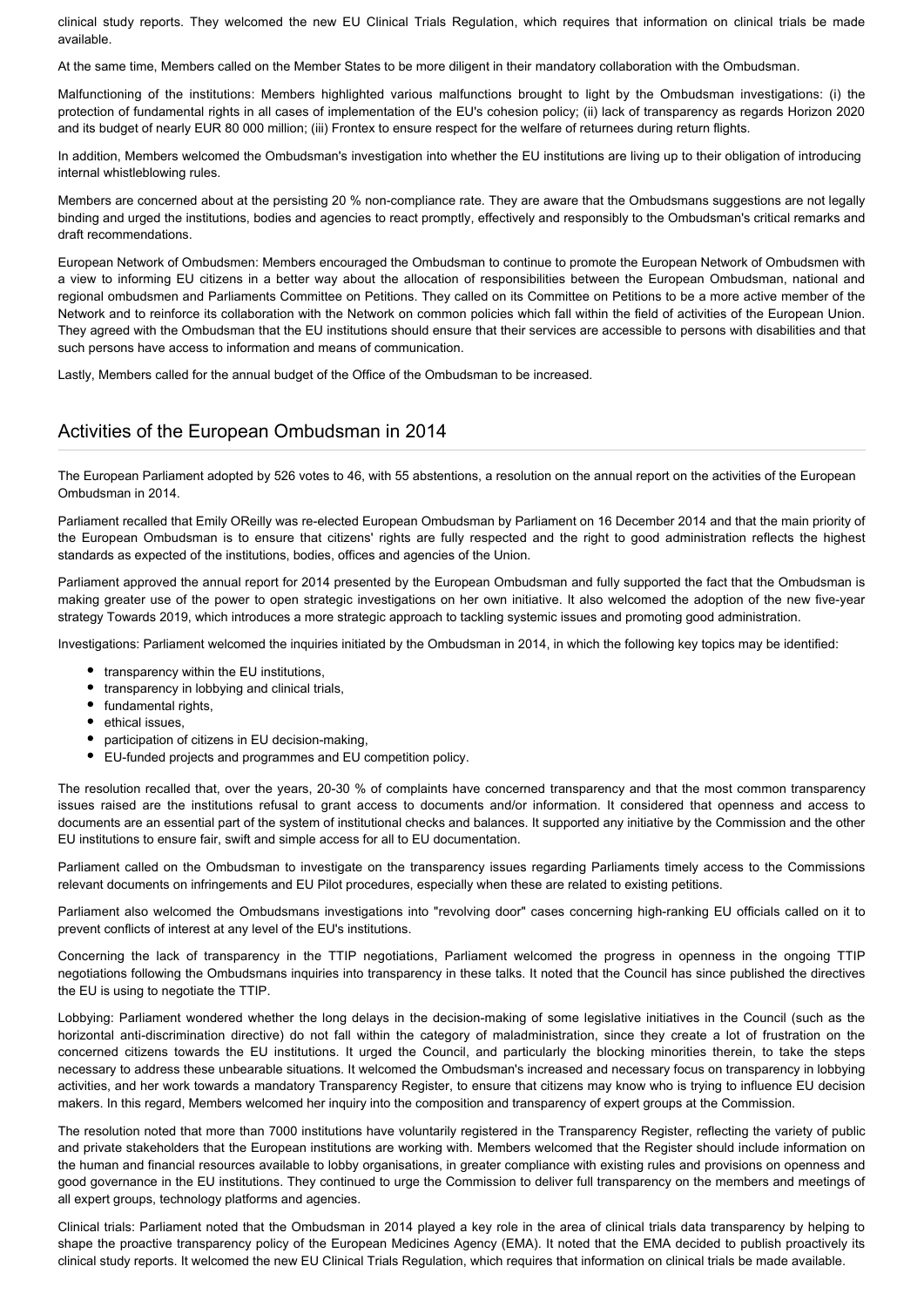clinical study reports. They welcomed the new EU Clinical Trials Regulation, which requires that information on clinical trials be made available.

At the same time, Members called on the Member States to be more diligent in their mandatory collaboration with the Ombudsman.

Malfunctioning of the institutions: Members highlighted various malfunctions brought to light by the Ombudsman investigations: (i) the protection of fundamental rights in all cases of implementation of the EU's cohesion policy; (ii) lack of transparency as regards Horizon 2020 and its budget of nearly EUR 80 000 million; (iii) Frontex to ensure respect for the welfare of returnees during return flights.

In addition, Members welcomed the Ombudsman's investigation into whether the EU institutions are living up to their obligation of introducing internal whistleblowing rules.

Members are concerned about at the persisting 20 % non-compliance rate. They are aware that the Ombudsmans suggestions are not legally binding and urged the institutions, bodies and agencies to react promptly, effectively and responsibly to the Ombudsman's critical remarks and draft recommendations.

European Network of Ombudsmen: Members encouraged the Ombudsman to continue to promote the European Network of Ombudsmen with a view to informing EU citizens in a better way about the allocation of responsibilities between the European Ombudsman, national and regional ombudsmen and Parliaments Committee on Petitions. They called on its Committee on Petitions to be a more active member of the Network and to reinforce its collaboration with the Network on common policies which fall within the field of activities of the European Union. They agreed with the Ombudsman that the EU institutions should ensure that their services are accessible to persons with disabilities and that such persons have access to information and means of communication.

Lastly, Members called for the annual budget of the Office of the Ombudsman to be increased.

## Activities of the European Ombudsman in 2014

The European Parliament adopted by 526 votes to 46, with 55 abstentions, a resolution on the annual report on the activities of the European Ombudsman in 2014.

Parliament recalled that Emily OReilly was re-elected European Ombudsman by Parliament on 16 December 2014 and that the main priority of the European Ombudsman is to ensure that citizens' rights are fully respected and the right to good administration reflects the highest standards as expected of the institutions, bodies, offices and agencies of the Union.

Parliament approved the annual report for 2014 presented by the European Ombudsman and fully supported the fact that the Ombudsman is making greater use of the power to open strategic investigations on her own initiative. It also welcomed the adoption of the new five-year strategy Towards 2019, which introduces a more strategic approach to tackling systemic issues and promoting good administration.

Investigations: Parliament welcomed the inquiries initiated by the Ombudsman in 2014, in which the following key topics may be identified:

- transparency within the EU institutions,
- transparency in lobbying and clinical trials,
- fundamental rights,
- ethical issues,
- participation of citizens in EU decision-making,
- EU-funded projects and programmes and EU competition policy.

The resolution recalled that, over the years, 20-30 % of complaints have concerned transparency and that the most common transparency issues raised are the institutions refusal to grant access to documents and/or information. It considered that openness and access to documents are an essential part of the system of institutional checks and balances. It supported any initiative by the Commission and the other EU institutions to ensure fair, swift and simple access for all to EU documentation.

Parliament called on the Ombudsman to investigate on the transparency issues regarding Parliaments timely access to the Commissions relevant documents on infringements and EU Pilot procedures, especially when these are related to existing petitions.

Parliament also welcomed the Ombudsmans investigations into "revolving door" cases concerning high-ranking EU officials called on it to prevent conflicts of interest at any level of the EU's institutions.

Concerning the lack of transparency in the TTIP negotiations, Parliament welcomed the progress in openness in the ongoing TTIP negotiations following the Ombudsmans inquiries into transparency in these talks. It noted that the Council has since published the directives the EU is using to negotiate the TTIP.

Lobbying: Parliament wondered whether the long delays in the decision-making of some legislative initiatives in the Council (such as the horizontal anti-discrimination directive) do not fall within the category of maladministration, since they create a lot of frustration on the concerned citizens towards the EU institutions. It urged the Council, and particularly the blocking minorities therein, to take the steps necessary to address these unbearable situations. It welcomed the Ombudsman's increased and necessary focus on transparency in lobbying activities, and her work towards a mandatory Transparency Register, to ensure that citizens may know who is trying to influence EU decision makers. In this regard, Members welcomed her inquiry into the composition and transparency of expert groups at the Commission.

The resolution noted that more than 7000 institutions have voluntarily registered in the Transparency Register, reflecting the variety of public and private stakeholders that the European institutions are working with. Members welcomed that the Register should include information on the human and financial resources available to lobby organisations, in greater compliance with existing rules and provisions on openness and good governance in the EU institutions. They continued to urge the Commission to deliver full transparency on the members and meetings of all expert groups, technology platforms and agencies.

Clinical trials: Parliament noted that the Ombudsman in 2014 played a key role in the area of clinical trials data transparency by helping to shape the proactive transparency policy of the European Medicines Agency (EMA). It noted that the EMA decided to publish proactively its clinical study reports. It welcomed the new EU Clinical Trials Regulation, which requires that information on clinical trials be made available.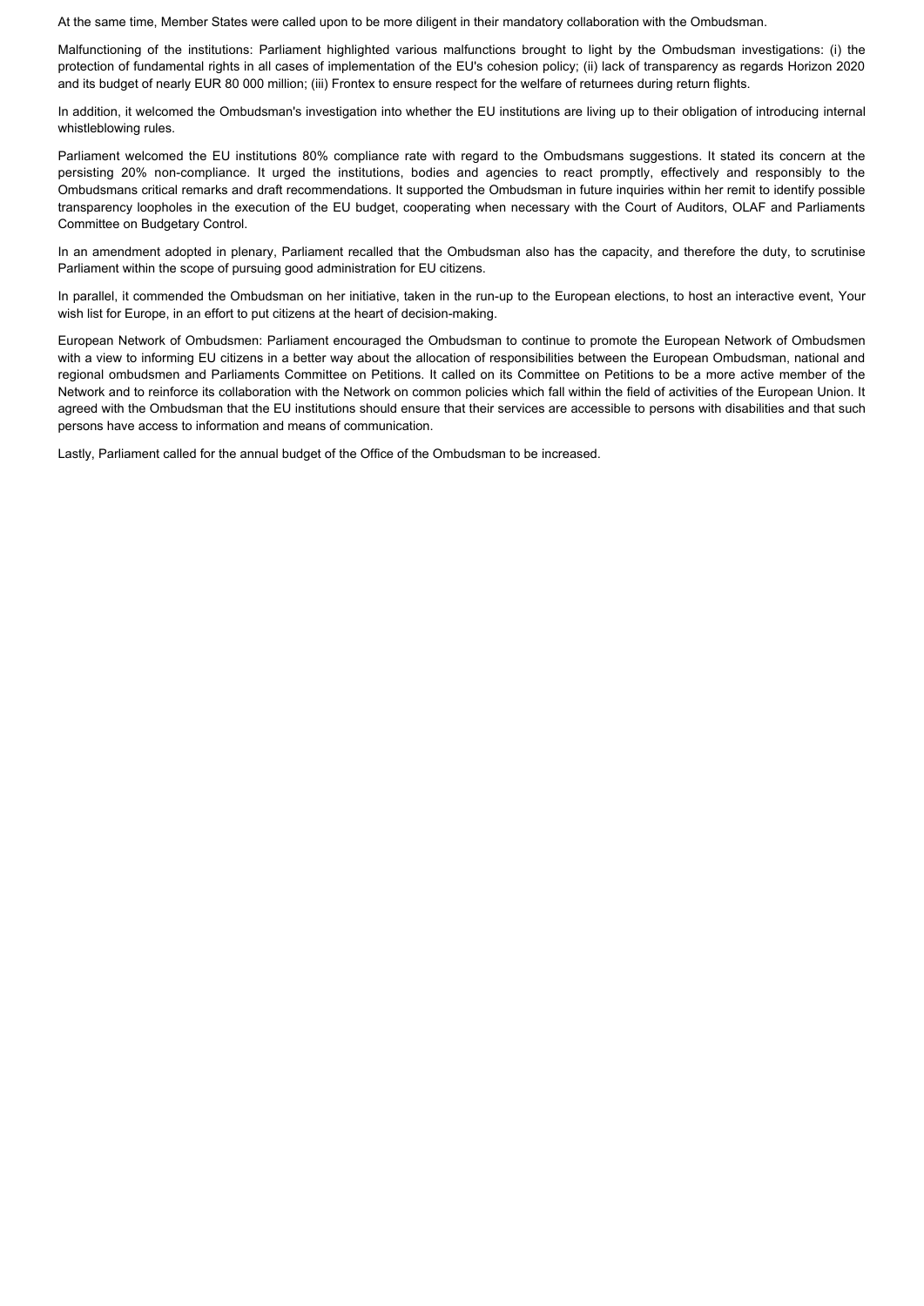At the same time, Member States were called upon to be more diligent in their mandatory collaboration with the Ombudsman.

Malfunctioning of the institutions: Parliament highlighted various malfunctions brought to light by the Ombudsman investigations: (i) the protection of fundamental rights in all cases of implementation of the EU's cohesion policy; (ii) lack of transparency as regards Horizon 2020 and its budget of nearly EUR 80 000 million; (iii) Frontex to ensure respect for the welfare of returnees during return flights.

In addition, it welcomed the Ombudsman's investigation into whether the EU institutions are living up to their obligation of introducing internal whistleblowing rules.

Parliament welcomed the EU institutions 80% compliance rate with regard to the Ombudsmans suggestions. It stated its concern at the persisting 20% non-compliance. It urged the institutions, bodies and agencies to react promptly, effectively and responsibly to the Ombudsmans critical remarks and draft recommendations. It supported the Ombudsman in future inquiries within her remit to identify possible transparency loopholes in the execution of the EU budget, cooperating when necessary with the Court of Auditors, OLAF and Parliaments Committee on Budgetary Control.

In an amendment adopted in plenary, Parliament recalled that the Ombudsman also has the capacity, and therefore the duty, to scrutinise Parliament within the scope of pursuing good administration for EU citizens.

In parallel, it commended the Ombudsman on her initiative, taken in the run-up to the European elections, to host an interactive event, Your wish list for Europe, in an effort to put citizens at the heart of decision-making.

European Network of Ombudsmen: Parliament encouraged the Ombudsman to continue to promote the European Network of Ombudsmen with a view to informing EU citizens in a better way about the allocation of responsibilities between the European Ombudsman, national and regional ombudsmen and Parliaments Committee on Petitions. It called on its Committee on Petitions to be a more active member of the Network and to reinforce its collaboration with the Network on common policies which fall within the field of activities of the European Union. It agreed with the Ombudsman that the EU institutions should ensure that their services are accessible to persons with disabilities and that such persons have access to information and means of communication.

Lastly, Parliament called for the annual budget of the Office of the Ombudsman to be increased.